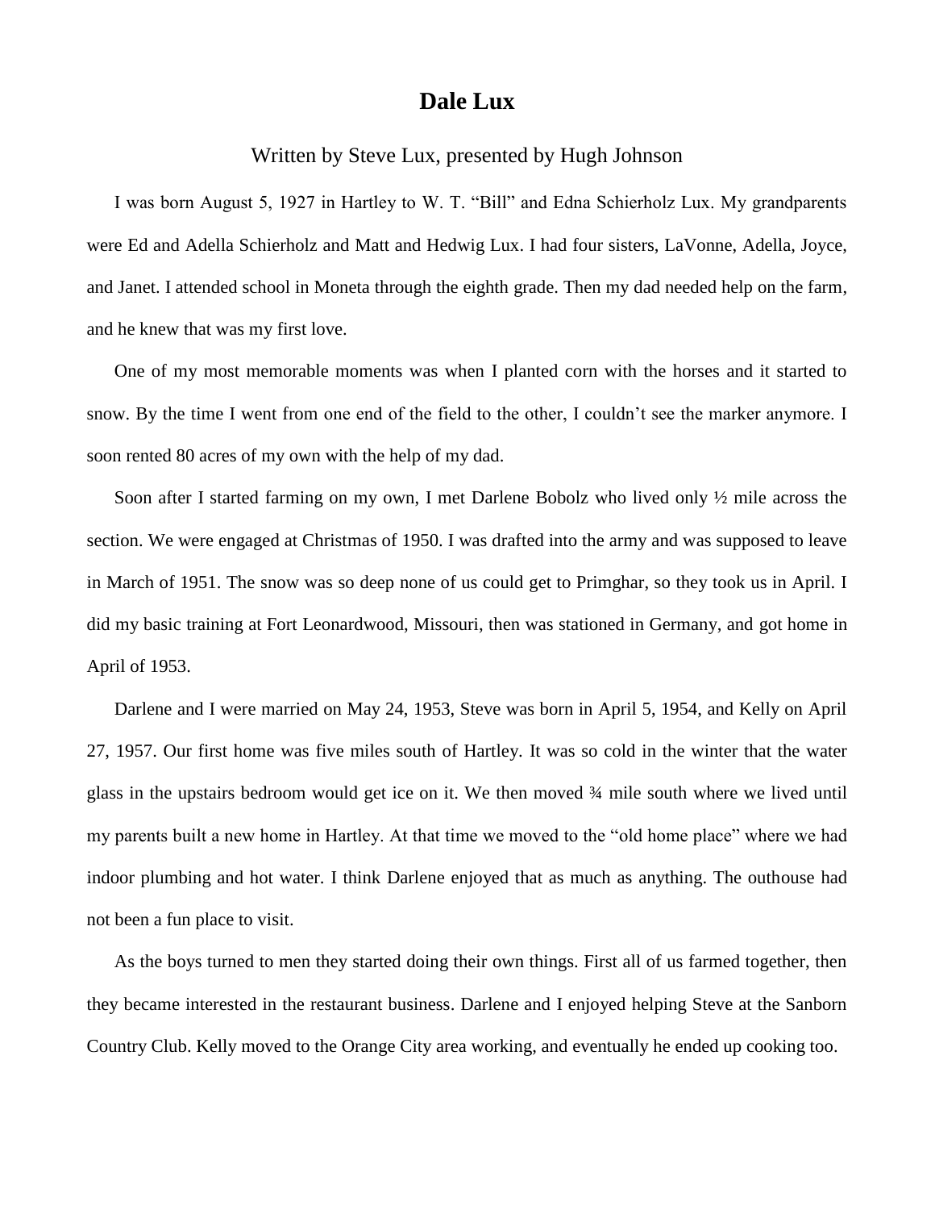# Dale Lux

Written by Steve Lux, presented by Hugh Johnson

I was born August 5, 1927 in Hartley to W. T. "Bill" and Edna Schierholz Lux. My grandparents were Ed and Adella Schierholz and Matt and Hedwig Lux. I had four sisters, LaVonne, Adella, Joyce, and Janet. I attended school in Moneta through the eighth grade. Then my dad needed help on the farm, and he knew that was my first love.

One of my most memorable moments was when I planted corn with the horses and it started to snow. By the time I went from one end of the field to the other, I couldn't see the marker anymore. I soon rented 80 acres of my own with the help of my dad.

Soon after I started farming on my own, I met Darlene Bobolz who lived only ½ mile across the section. We were engaged at Christmas of 1950. I was drafted into the army and was supposed to leave in March of 1951. The snow was so deep none of us could get to Primghar, so they took us in April. I did my basic training at Fort Leonardwood, Missouri, then was stationed in Germany, and got home in April of 1953.

Darlene and I were married on May 24, 1953, Steve was born in April 5, 1954, and Kelly on April 27, 1957. Our first home was five miles south of Hartley. It was so cold in the winter that the water glass in the upstairs bedroom would get ice on it. We then moved ¾ mile south where we lived until my parents built a new home in Hartley. At that time we moved to the "old home place" where we had indoor plumbing and hot water. I think Darlene enjoyed that as much as anything. The outhouse had not been a fun place to visit.

As the boys turned to men they started doing their own things. First all of us farmed together, then they became interested in the restaurant business. Darlene and I enjoyed helping Steve at the Sanborn Country Club. Kelly moved to the Orange City area working, and eventually he ended up cooking too.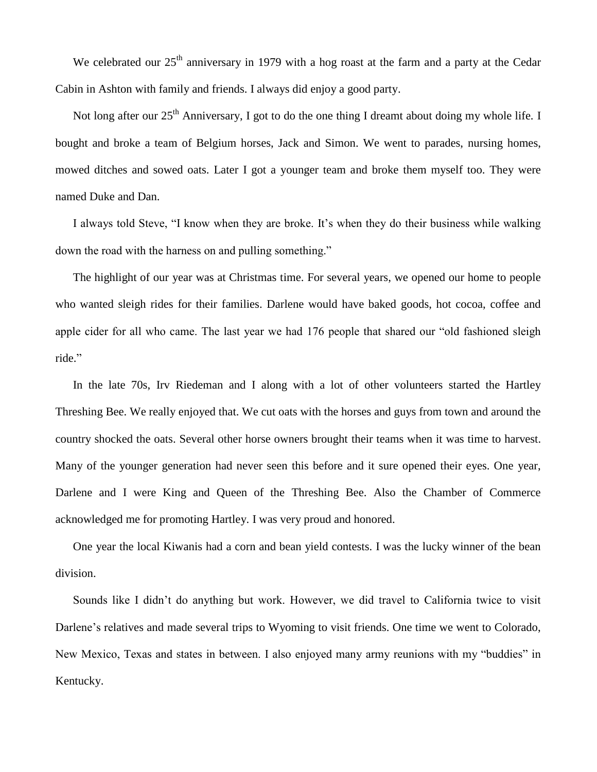We celebrated our 25th anniversary in 1979 with a hog roast at the farm and a party at the Cedar Cabin in Ashton with family and friends. I always did enjoy a good party.

Not long after our 25th Anniversary, I got to do the one thing I dreamt about doing my whole life. I bought and broke a team of Belgium horses, Jack and Simon. We went to parades, nursing homes, mowed ditches and sowed oats. Later I got a younger team and broke them myself too. They were named Duke and Dan.

I always told Steve, "I know when they are broke. It's when they do their business while walking down the road with the harness on and pulling something."

The highlight of our year was at Christmas time. For several years, we opened our home to people who wanted sleigh rides for their families. Darlene would have baked goods, hot cocoa, coffee and apple cider for all who came. The last year we had 176 people that shared our "old fashioned sleigh ride."

In the late 70s, Irv Riedeman and I along with a lot of other volunteers started the Hartley Threshing Bee. We really enjoyed that. We cut oats with the horses and guys from town and around the country shocked the oats. Several other horse owners brought their teams when it was time to harvest. Many of the younger generation had never seen this before and it sure opened their eyes. One year, Darlene and I were King and Queen of the Threshing Bee. Also the Chamber of Commerce acknowledged me for promoting Hartley. I was very proud and honored.

One year the local Kiwanis had a corn and bean yield contests. I was the lucky winner of the bean division.

Sounds like I didn't do anything but work. However, we did travel to California twice to visit Darlene's relatives and made several trips to Wyoming to visit friends. One time we went to Colorado, New Mexico, Texas and states in between. I also enjoyed many army reunions with my "buddies" in Kentucky.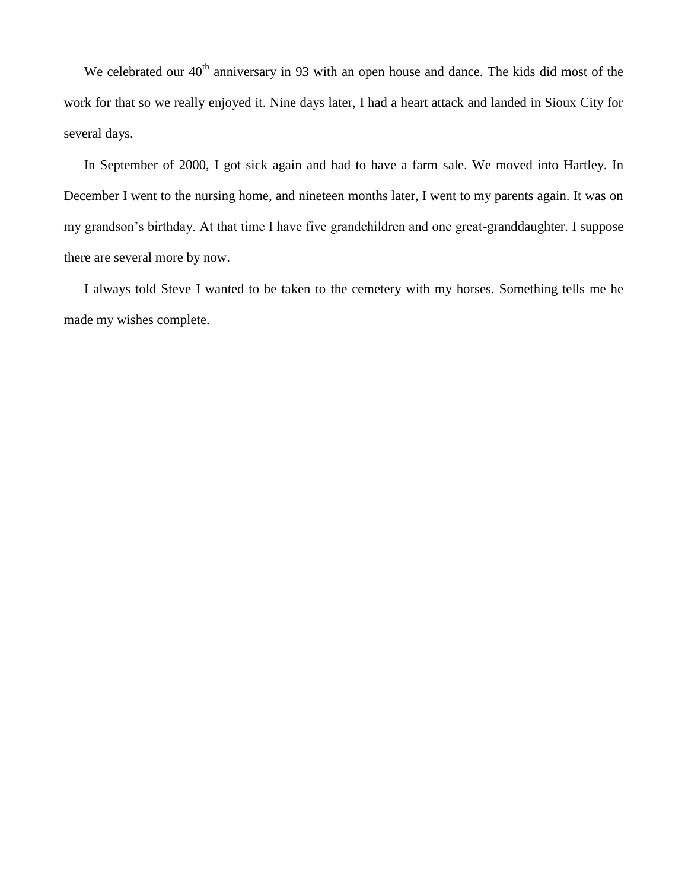We celebrated our 40th anniversary in 93 with an open house and dance. The kids did most of the work for that so we really enjoyed it. Nine days later, I had a heart attack and landed in Sioux City for several days.

In September of 2000, I got sick again and had to have a farm sale. We moved into Hartley. In December I went to the nursing home, and nineteen months later, I went to my parents again. It was on my grandson's birthday. At that time I have five grandchildren and one great-granddaughter. I suppose there are several more by now.

I always told Steve I wanted to be taken to the cemetery with my horses. Something tells me he made my wishes complete.